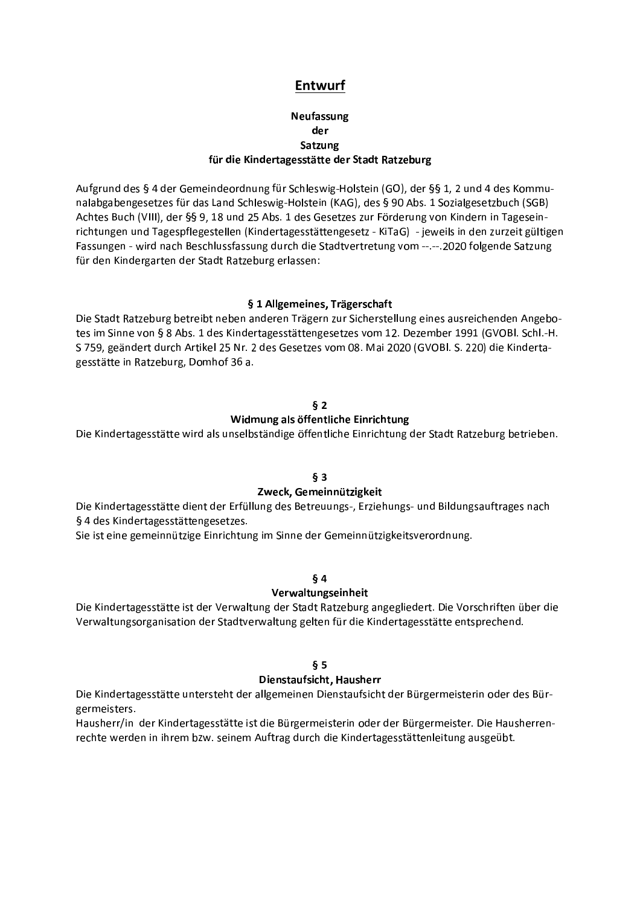# Entwurf

## Neufassung der Satzung für die Kindertagesstätte der Stadt Ratzeburg

Aufgrund des § 4 der Gemeindeordnung für Schleswig-Holstein (GO), der §§ 1, 2 und 4 des Kommunalabgabengesetzes für das Land Schleswig-Holstein (KAG), des § 90 Abs. 1 Sozialgesetzbuch (SGB) Achtes Buch (VIII), der §§ 9, 18 und 25 Abs. 1 des Gesetzes zur Förderung von Kindern in Tageseinrichtungen und Tagespflegestellen (Kindertagesstättengesetz - KiTaG) - jeweils in den zurzeit gültigen Fassungen - wird nach Beschlussfassung durch die Stadtvertretung vom --.--.2020 folgende Satzung für den Kindergarten der Stadt Ratzeburg erlassen:

### § 1 Allgemeines, Trägerschaft

Die Stadt Ratzeburg betreibt neben anderen Trägern zur Sicherstellung eines ausreichenden Angebotes im Sinne von § 8 Abs. 1 des Kindertagesstättengesetzes vom 12. Dezember 1991 (GVOBl. Schl.-H. S 759, geändert durch Artikel 25 Nr. 2 des Gesetzes vom 08. Mai 2020 (GVOBl. S. 220) die Kindertagesstätte in Ratzeburg, Domhof 36 a.

### § 2 Widmung als öffentliche Einrichtung

Die Kindertagesstätte wird als unselbständige öffentliche Einrichtung der Stadt Ratzeburg betrieben.

### § 3 Zweck, Gemeinnützigkeit

Die Kindertagesstätte dient der Erfüllung des Betreuungs-, Erziehungs- und Bildungsauftrages nach § 4 des Kindertagesstättengesetzes.
Sie ist eine gemeinnützige Einrichtung im Sinne der Gemeinnützigkeitsverordnung.

### § 4 Verwaltungseinheit

Die Kindertagesstätte ist der Verwaltung der Stadt Ratzeburg angegliedert. Die Vorschriften über die Verwaltungsorganisation der Stadtverwaltung gelten für die Kindertagesstätte entsprechend.

### § 5 Dienstaufsicht, Hausherr

Die Kindertagesstätte untersteht der allgemeinen Dienstaufsicht der Bürgermeisterin oder des Bürgermeisters.
Hausherr/in der Kindertagesstätte ist die Bürgermeisterin oder der Bürgermeister. Die Hausherrenrechte werden in ihrem bzw. seinem Auftrag durch die Kindertagesstättenleitung ausgeübt.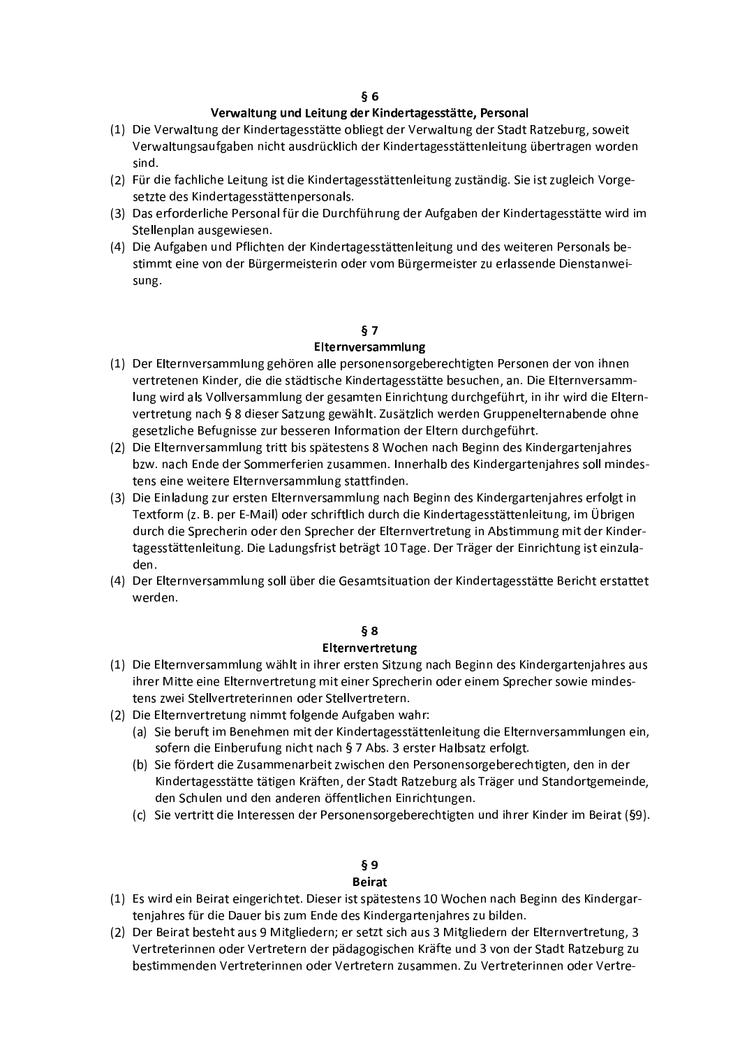## § 6
## Verwaltung und Leitung der Kindertagesstätte, Personal

(1) Die Verwaltung der Kindertagesstätte obliegt der Verwaltung der Stadt Ratzeburg, soweit Verwaltungsaufgaben nicht ausdrücklich der Kindertagesstättenleitung übertragen worden sind.
(2) Für die fachliche Leitung ist die Kindertagesstättenleitung zuständig. Sie ist zugleich Vorgesetzte des Kindertagesstättenpersonals.
(3) Das erforderliche Personal für die Durchführung der Aufgaben der Kindertagesstätte wird im Stellenplan ausgewiesen.
(4) Die Aufgaben und Pflichten der Kindertagesstättenleitung und des weiteren Personals bestimmt eine von der Bürgermeisterin oder vom Bürgermeister zu erlassende Dienstanweisung.

## § 7
## Elternversammlung

(1) Der Elternversammlung gehören alle personensorgeberechtigten Personen der von ihnen vertretenen Kinder, die die städtische Kindertagesstätte besuchen, an. Die Elternversammlung wird als Vollversammlung der gesamten Einrichtung durchgeführt, in ihr wird die Elternvertretung nach § 8 dieser Satzung gewählt. Zusätzlich werden Gruppenelternabende ohne gesetzliche Befugnisse zur besseren Information der Eltern durchgeführt.
(2) Die Elternversammlung tritt bis spätestens 8 Wochen nach Beginn des Kindergartenjahres bzw. nach Ende der Sommerferien zusammen. Innerhalb des Kindergartenjahres soll mindestens eine weitere Elternversammlung stattfinden.
(3) Die Einladung zur ersten Elternversammlung nach Beginn des Kindergartenjahres erfolgt in Textform (z. B. per E-Mail) oder schriftlich durch die Kindertagesstättenleitung, im Übrigen durch die Sprecherin oder den Sprecher der Elternvertretung in Abstimmung mit der Kindertagesstättenleitung. Die Ladungsfrist beträgt 10 Tage. Der Träger der Einrichtung ist einzuladen.
(4) Der Elternversammlung soll über die Gesamtsituation der Kindertagesstätte Bericht erstattet werden.

## § 8
## Elternvertretung

(1) Die Elternversammlung wählt in ihrer ersten Sitzung nach Beginn des Kindergartenjahres aus ihrer Mitte eine Elternvertretung mit einer Sprecherin oder einem Sprecher sowie mindestens zwei Stellvertreterinnen oder Stellvertretern.
(2) Die Elternvertretung nimmt folgende Aufgaben wahr:
    (a) Sie beruft im Benehmen mit der Kindertagesstättenleitung die Elternversammlungen ein, sofern die Einberufung nicht nach § 7 Abs. 3 erster Halbsatz erfolgt.
    (b) Sie fördert die Zusammenarbeit zwischen den Personensorgeberechtigten, den in der Kindertagesstätte tätigen Kräften, der Stadt Ratzeburg als Träger und Standortgemeinde, den Schulen und den anderen öffentlichen Einrichtungen.
    (c) Sie vertritt die Interessen der Personensorgeberechtigten und ihrer Kinder im Beirat (§9).

## § 9
## Beirat

(1) Es wird ein Beirat eingerichtet. Dieser ist spätestens 10 Wochen nach Beginn des Kindergartenjahres für die Dauer bis zum Ende des Kindergartenjahres zu bilden.
(2) Der Beirat besteht aus 9 Mitgliedern; er setzt sich aus 3 Mitgliedern der Elternvertretung, 3 Vertreterinnen oder Vertretern der pädagogischen Kräfte und 3 von der Stadt Ratzeburg zu bestimmenden Vertreterinnen oder Vertretern zusammen. Zu Vertreterinnen oder Vertre-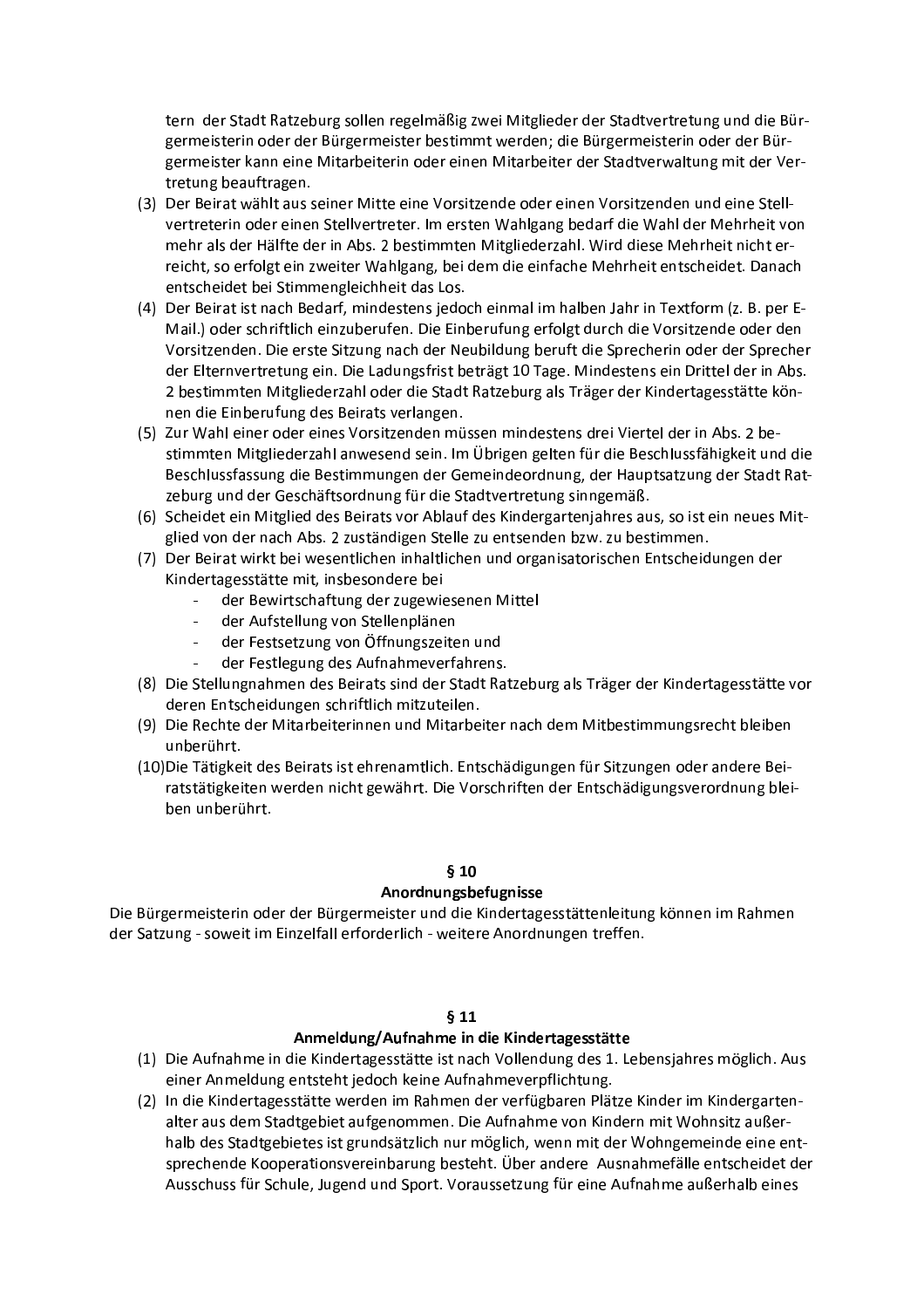tern der Stadt Ratzeburg sollen regelmäßig zwei Mitglieder der Stadtvertretung und die Bürgermeisterin oder der Bürgermeister bestimmt werden; die Bürgermeisterin oder der Bürgermeister kann eine Mitarbeiterin oder einen Mitarbeiter der Stadtverwaltung mit der Vertretung beauftragen.

(3) Der Beirat wählt aus seiner Mitte eine Vorsitzende oder einen Vorsitzenden und eine Stellvertreterin oder einen Stellvertreter. Im ersten Wahlgang bedarf die Wahl der Mehrheit von mehr als der Hälfte der in Abs. 2 bestimmten Mitgliederzahl. Wird diese Mehrheit nicht erreicht, so erfolgt ein zweiter Wahlgang, bei dem die einfache Mehrheit entscheidet. Danach entscheidet bei Stimmengleichheit das Los.

(4) Der Beirat ist nach Bedarf, mindestens jedoch einmal im halben Jahr in Textform (z. B. per E-Mail.) oder schriftlich einzuberufen. Die Einberufung erfolgt durch die Vorsitzende oder den Vorsitzenden. Die erste Sitzung nach der Neubildung beruft die Sprecherin oder der Sprecher der Elternvertretung ein. Die Ladungsfrist beträgt 10 Tage. Mindestens ein Drittel der in Abs. 2 bestimmten Mitgliederzahl oder die Stadt Ratzeburg als Träger der Kindertagesstätte können die Einberufung des Beirats verlangen.

(5) Zur Wahl einer oder eines Vorsitzenden müssen mindestens drei Viertel der in Abs. 2 bestimmten Mitgliederzahl anwesend sein. Im Übrigen gelten für die Beschlussfähigkeit und die Beschlussfassung die Bestimmungen der Gemeindeordnung, der Hauptsatzung der Stadt Ratzeburg und der Geschäftsordnung für die Stadtvertretung sinngemäß.

(6) Scheidet ein Mitglied des Beirats vor Ablauf des Kindergartenjahres aus, so ist ein neues Mitglied von der nach Abs. 2 zuständigen Stelle zu entsenden bzw. zu bestimmen.

(7) Der Beirat wirkt bei wesentlichen inhaltlichen und organisatorischen Entscheidungen der Kindertagesstätte mit, insbesondere bei
   - der Bewirtschaftung der zugewiesenen Mittel
   - der Aufstellung von Stellenplänen
   - der Festsetzung von Öffnungszeiten und
   - der Festlegung des Aufnahmeverfahrens.

(8) Die Stellungnahmen des Beirats sind der Stadt Ratzeburg als Träger der Kindertagesstätte vor deren Entscheidungen schriftlich mitzuteilen.

(9) Die Rechte der Mitarbeiterinnen und Mitarbeiter nach dem Mitbestimmungsrecht bleiben unberührt.

(10) Die Tätigkeit des Beirats ist ehrenamtlich. Entschädigungen für Sitzungen oder andere Beiratstätigkeiten werden nicht gewährt. Die Vorschriften der Entschädigungsverordnung bleiben unberührt.

## § 10
## Anordnungsbefugnisse

Die Bürgermeisterin oder der Bürgermeister und die Kindertagesstättenleitung können im Rahmen der Satzung - soweit im Einzelfall erforderlich - weitere Anordnungen treffen.

## § 11
## Anmeldung/Aufnahme in die Kindertagesstätte

(1) Die Aufnahme in die Kindertagesstätte ist nach Vollendung des 1. Lebensjahres möglich. Aus einer Anmeldung entsteht jedoch keine Aufnahmeverpflichtung.

(2) In die Kindertagesstätte werden im Rahmen der verfügbaren Plätze Kinder im Kindergartenalter aus dem Stadtgebiet aufgenommen. Die Aufnahme von Kindern mit Wohnsitz außerhalb des Stadtgebietes ist grundsätzlich nur möglich, wenn mit der Wohngemeinde eine entsprechende Kooperationsvereinbarung besteht. Über andere Ausnahmefälle entscheidet der Ausschuss für Schule, Jugend und Sport. Voraussetzung für eine Aufnahme außerhalb eines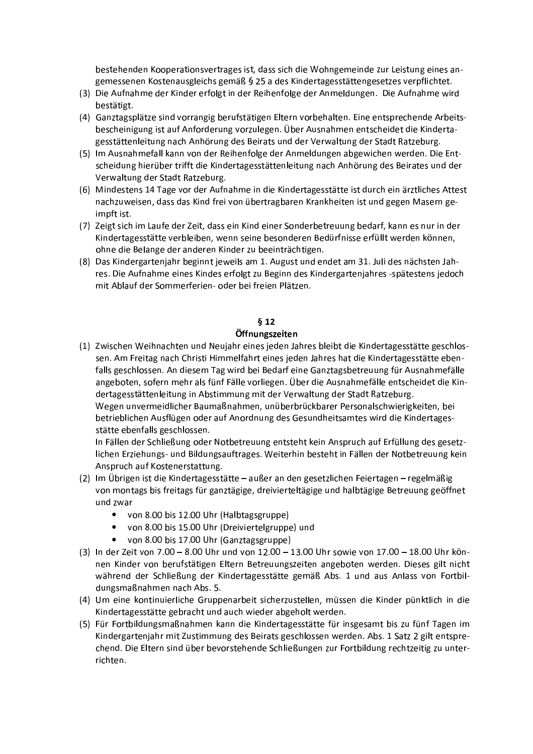bestehenden Kooperationsvertrages ist, dass sich die Wohngemeinde zur Leistung eines angemessenen Kostenausgleichs gemäß § 25 a des Kindertagesstättengesetzes verpflichtet.

(3) Die Aufnahme der Kinder erfolgt in der Reihenfolge der Anmeldungen. Die Aufnahme wird bestätigt.

(4) Ganztagsplätze sind vorrangig berufstätigen Eltern vorbehalten. Eine entsprechende Arbeitsbescheinigung ist auf Anforderung vorzulegen. Über Ausnahmen entscheidet die Kindertagesstättenleitung nach Anhörung des Beirats und der Verwaltung der Stadt Ratzeburg.

(5) Im Ausnahmefall kann von der Reihenfolge der Anmeldungen abgewichen werden. Die Entscheidung hierüber trifft die Kindertagesstättenleitung nach Anhörung des Beirates und der Verwaltung der Stadt Ratzeburg.

(6) Mindestens 14 Tage vor der Aufnahme in die Kindertagesstätte ist durch ein ärztliches Attest nachzuweisen, dass das Kind frei von übertragbaren Krankheiten ist und gegen Masern geimpft ist.

(7) Zeigt sich im Laufe der Zeit, dass ein Kind einer Sonderbetreuung bedarf, kann es nur in der Kindertagesstätte verbleiben, wenn seine besonderen Bedürfnisse erfüllt werden können, ohne die Belange der anderen Kinder zu beeinträchtigen.

(8) Das Kindergartenjahr beginnt jeweils am 1. August und endet am 31. Juli des nächsten Jahres. Die Aufnahme eines Kindes erfolgt zu Beginn des Kindergartenjahres -spätestens jedoch mit Ablauf der Sommerferien- oder bei freien Plätzen.

## § 12
## Öffnungszeiten

(1) Zwischen Weihnachten und Neujahr eines jeden Jahres bleibt die Kindertagesstätte geschlossen. Am Freitag nach Christi Himmelfahrt eines jeden Jahres hat die Kindertagesstätte ebenfalls geschlossen. An diesem Tag wird bei Bedarf eine Ganztagsbetreuung für Ausnahmefälle angeboten, sofern mehr als fünf Fälle vorliegen. Über die Ausnahmefälle entscheidet die Kindertagesstättenleitung in Abstimmung mit der Verwaltung der Stadt Ratzeburg.
Wegen unvermeidlicher Baumaßnahmen, unüberbrückbarer Personalschwierigkeiten, bei betrieblichen Ausflügen oder auf Anordnung des Gesundheitsamtes wird die Kindertagesstätte ebenfalls geschlossen.
In Fällen der Schließung oder Notbetreuung entsteht kein Anspruch auf Erfüllung des gesetzlichen Erziehungs- und Bildungsauftrages. Weiterhin besteht in Fällen der Notbetreuung kein Anspruch auf Kostenerstattung.

(2) Im Übrigen ist die Kindertagesstätte – außer an den gesetzlichen Feiertagen – regelmäßig von montags bis freitags für ganztägige, dreivierteltägige und halbtägige Betreuung geöffnet und zwar
   - von 8.00 bis 12.00 Uhr (Halbtagsgruppe)
   - von 8.00 bis 15.00 Uhr (Dreiviertelgruppe) und
   - von 8.00 bis 17.00 Uhr (Ganztagsgruppe)

(3) In der Zeit von 7.00 – 8.00 Uhr und von 12.00 – 13.00 Uhr sowie von 17.00 – 18.00 Uhr können Kinder von berufstätigen Eltern Betreuungszeiten angeboten werden. Dieses gilt nicht während der Schließung der Kindertagesstätte gemäß Abs. 1 und aus Anlass von Fortbildungsmaßnahmen nach Abs. 5.

(4) Um eine kontinuierliche Gruppenarbeit sicherzustellen, müssen die Kinder pünktlich in die Kindertagesstätte gebracht und auch wieder abgeholt werden.

(5) Für Fortbildungsmaßnahmen kann die Kindertagesstätte für insgesamt bis zu fünf Tagen im Kindergartenjahr mit Zustimmung des Beirats geschlossen werden. Abs. 1 Satz 2 gilt entsprechend. Die Eltern sind über bevorstehende Schließungen zur Fortbildung rechtzeitig zu unterrichten.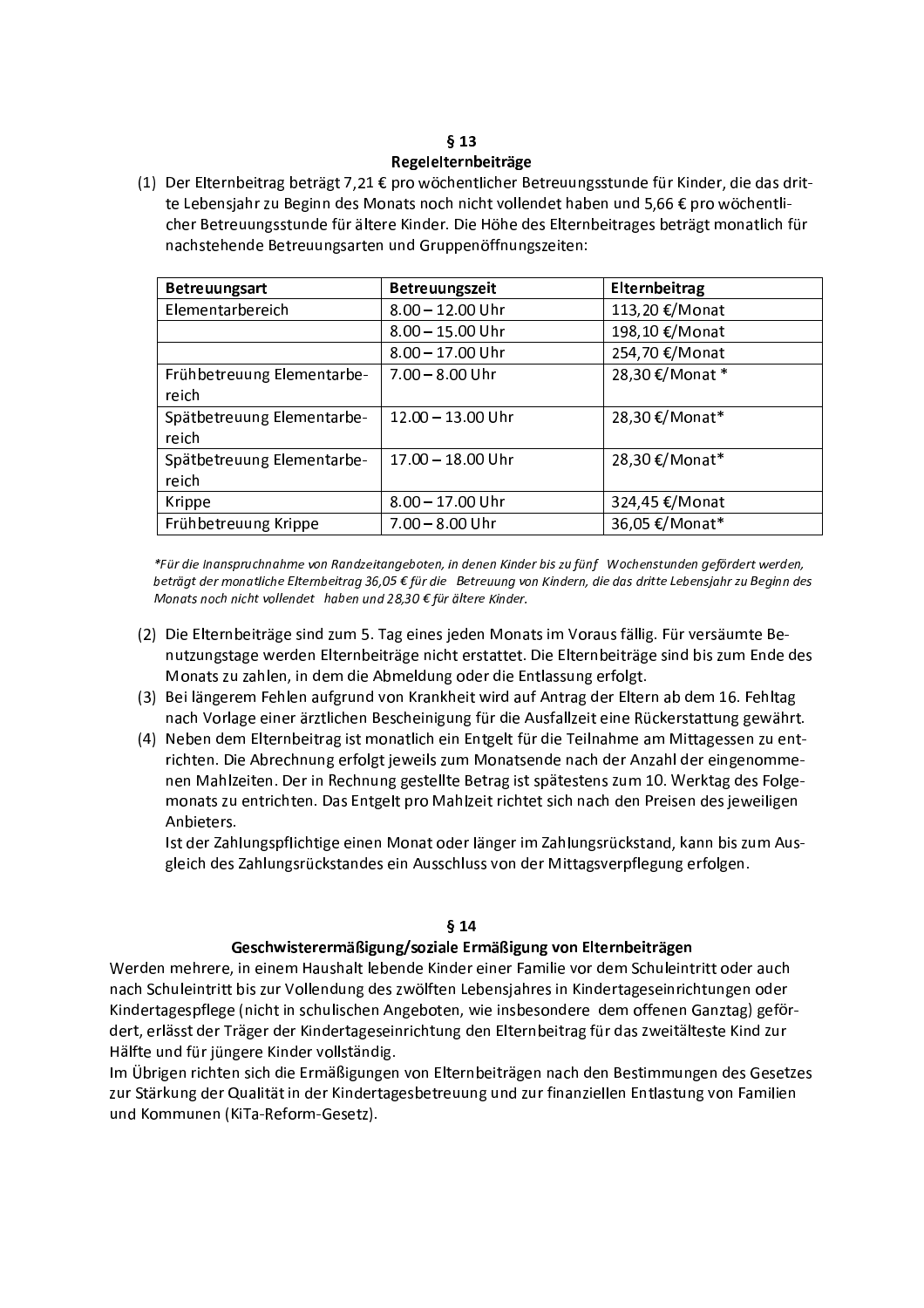## § 13
## Regelelternbeiträge

(1) Der Elternbeitrag beträgt 7,21 € pro wöchentlicher Betreuungsstunde für Kinder, die das dritte Lebensjahr zu Beginn des Monats noch nicht vollendet haben und 5,66 € pro wöchentlicher Betreuungsstunde für ältere Kinder. Die Höhe des Elternbeitrages beträgt monatlich für nachstehende Betreuungsarten und Gruppenöffnungszeiten:

| **Betreuungsart** | **Betreuungszeit** | **Elternbeitrag** |
|---|---|---|
| Elementarbereich | 8.00 – 12.00 Uhr | 113,20 €/Monat |
| | 8.00 – 15.00 Uhr | 198,10 €/Monat |
| | 8.00 – 17.00 Uhr | 254,70 €/Monat |
| Frühbetreuung Elementarbereich | 7.00 – 8.00 Uhr | 28,30 €/Monat * |
| Spätbetreuung Elementarbereich | 12.00 – 13.00 Uhr | 28,30 €/Monat* |
| Spätbetreuung Elementarbereich | 17.00 – 18.00 Uhr | 28,30 €/Monat* |
| Krippe | 8.00 – 17.00 Uhr | 324,45 €/Monat |
| Frühbetreuung Krippe | 7.00 – 8.00 Uhr | 36,05 €/Monat* |

*\*Für die Inanspruchnahme von Randzeitangeboten, in denen Kinder bis zu fünf Wochenstunden gefördert werden, beträgt der monatliche Elternbeitrag 36,05 € für die Betreuung von Kindern, die das dritte Lebensjahr zu Beginn des Monats noch nicht vollendet haben und 28,30 € für ältere Kinder.*

(2) Die Elternbeiträge sind zum 5. Tag eines jeden Monats im Voraus fällig. Für versäumte Benutzungstage werden Elternbeiträge nicht erstattet. Die Elternbeiträge sind bis zum Ende des Monats zu zahlen, in dem die Abmeldung oder die Entlassung erfolgt.

(3) Bei längerem Fehlen aufgrund von Krankheit wird auf Antrag der Eltern ab dem 16. Fehltag nach Vorlage einer ärztlichen Bescheinigung für die Ausfallzeit eine Rückerstattung gewährt.

(4) Neben dem Elternbeitrag ist monatlich ein Entgelt für die Teilnahme am Mittagessen zu entrichten. Die Abrechnung erfolgt jeweils zum Monatsende nach der Anzahl der eingenommenen Mahlzeiten. Der in Rechnung gestellte Betrag ist spätestens zum 10. Werktag des Folgemonats zu entrichten. Das Entgelt pro Mahlzeit richtet sich nach den Preisen des jeweiligen Anbieters.
Ist der Zahlungspflichtige einen Monat oder länger im Zahlungsrückstand, kann bis zum Ausgleich des Zahlungsrückstandes ein Ausschluss von der Mittagsverpflegung erfolgen.

## § 14
## Geschwisterermäßigung/soziale Ermäßigung von Elternbeiträgen

Werden mehrere, in einem Haushalt lebende Kinder einer Familie vor dem Schuleintritt oder auch nach Schuleintritt bis zur Vollendung des zwölften Lebensjahres in Kindertageseinrichtungen oder Kindertagespflege (nicht in schulischen Angeboten, wie insbesondere dem offenen Ganztag) gefördert, erlässt der Träger der Kindertageseinrichtung den Elternbeitrag für das zweitälteste Kind zur Hälfte und für jüngere Kinder vollständig.
Im Übrigen richten sich die Ermäßigungen von Elternbeiträgen nach den Bestimmungen des Gesetzes zur Stärkung der Qualität in der Kindertagesbetreuung und zur finanziellen Entlastung von Familien und Kommunen (KiTa-Reform-Gesetz).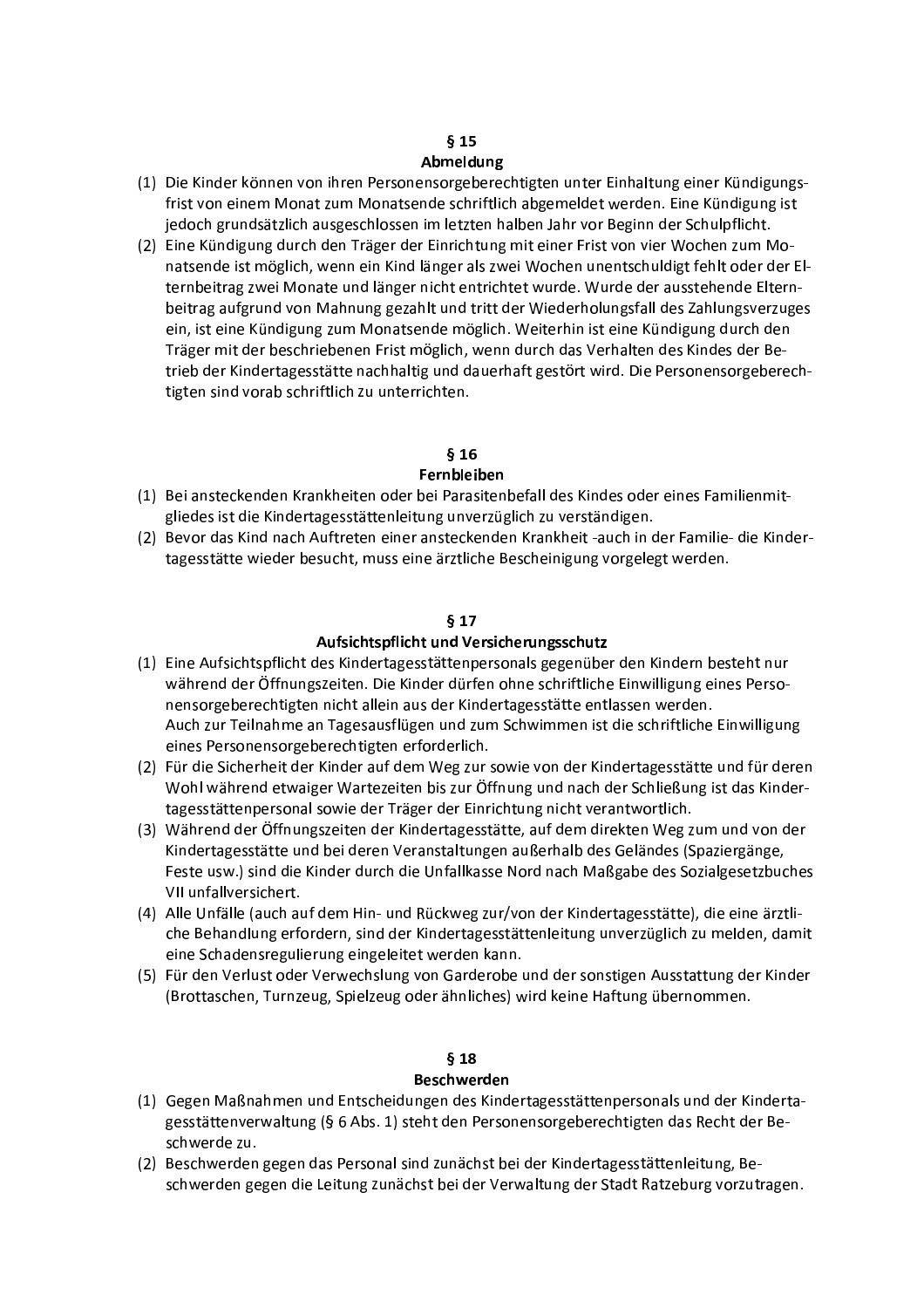## § 15
## Abmeldung

(1) Die Kinder können von ihren Personensorgeberechtigten unter Einhaltung einer Kündigungsfrist von einem Monat zum Monatsende schriftlich abgemeldet werden. Eine Kündigung ist jedoch grundsätzlich ausgeschlossen im letzten halben Jahr vor Beginn der Schulpflicht.

(2) Eine Kündigung durch den Träger der Einrichtung mit einer Frist von vier Wochen zum Monatsende ist möglich, wenn ein Kind länger als zwei Wochen unentschuldigt fehlt oder der Elternbeitrag zwei Monate und länger nicht entrichtet wurde. Wurde der ausstehende Elternbeitrag aufgrund von Mahnung gezahlt und tritt der Wiederholungsfall des Zahlungsverzuges ein, ist eine Kündigung zum Monatsende möglich. Weiterhin ist eine Kündigung durch den Träger mit der beschriebenen Frist möglich, wenn durch das Verhalten des Kindes der Betrieb der Kindertagesstätte nachhaltig und dauerhaft gestört wird. Die Personensorgeberechtigten sind vorab schriftlich zu unterrichten.

## § 16
## Fernbleiben

(1) Bei ansteckenden Krankheiten oder bei Parasitenbefall des Kindes oder eines Familienmitgliedes ist die Kindertagesstättenleitung unverzüglich zu verständigen.

(2) Bevor das Kind nach Auftreten einer ansteckenden Krankheit -auch in der Familie- die Kindertagesstätte wieder besucht, muss eine ärztliche Bescheinigung vorgelegt werden.

## § 17
## Aufsichtspflicht und Versicherungsschutz

(1) Eine Aufsichtspflicht des Kindertagesstättenpersonals gegenüber den Kindern besteht nur während der Öffnungszeiten. Die Kinder dürfen ohne schriftliche Einwilligung eines Personensorgeberechtigten nicht allein aus der Kindertagesstätte entlassen werden.
Auch zur Teilnahme an Tagesausflügen und zum Schwimmen ist die schriftliche Einwilligung eines Personensorgeberechtigten erforderlich.

(2) Für die Sicherheit der Kinder auf dem Weg zur sowie von der Kindertagesstätte und für deren Wohl während etwaiger Wartezeiten bis zur Öffnung und nach der Schließung ist das Kindertagesstättenpersonal sowie der Träger der Einrichtung nicht verantwortlich.

(3) Während der Öffnungszeiten der Kindertagesstätte, auf dem direkten Weg zum und von der Kindertagesstätte und bei deren Veranstaltungen außerhalb des Geländes (Spaziergänge, Feste usw.) sind die Kinder durch die Unfallkasse Nord nach Maßgabe des Sozialgesetzbuches VII unfallversichert.

(4) Alle Unfälle (auch auf dem Hin- und Rückweg zur/von der Kindertagesstätte), die eine ärztliche Behandlung erfordern, sind der Kindertagesstättenleitung unverzüglich zu melden, damit eine Schadensregulierung eingeleitet werden kann.

(5) Für den Verlust oder Verwechslung von Garderobe und der sonstigen Ausstattung der Kinder (Brottaschen, Turnzeug, Spielzeug oder ähnliches) wird keine Haftung übernommen.

## § 18
## Beschwerden

(1) Gegen Maßnahmen und Entscheidungen des Kindertagesstättenpersonals und der Kindertagesstättenverwaltung (§ 6 Abs. 1) steht den Personensorgeberechtigten das Recht der Beschwerde zu.

(2) Beschwerden gegen das Personal sind zunächst bei der Kindertagesstättenleitung, Beschwerden gegen die Leitung zunächst bei der Verwaltung der Stadt Ratzeburg vorzutragen.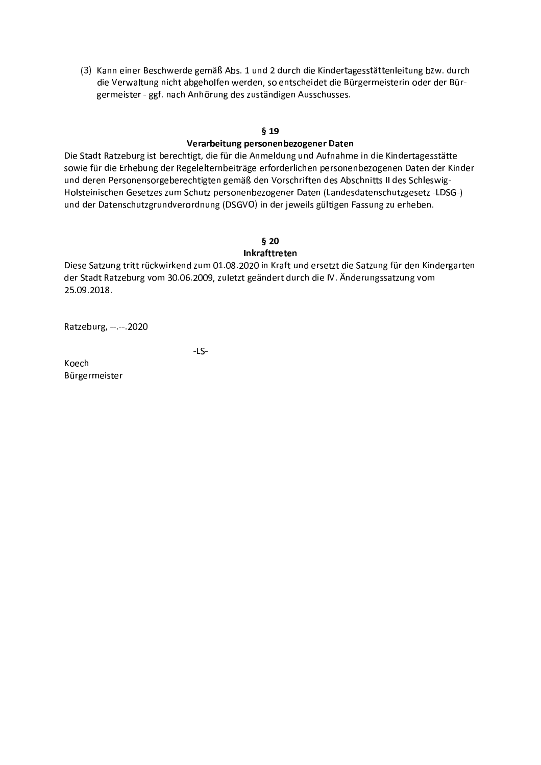(3) Kann einer Beschwerde gemäß Abs. 1 und 2 durch die Kindertagesstättenleitung bzw. durch die Verwaltung nicht abgeholfen werden, so entscheidet die Bürgermeisterin oder der Bürgermeister - ggf. nach Anhörung des zuständigen Ausschusses.

## § 19
## Verarbeitung personenbezogener Daten

Die Stadt Ratzeburg ist berechtigt, die für die Anmeldung und Aufnahme in die Kindertagesstätte sowie für die Erhebung der Regelelternbeiträge erforderlichen personenbezogenen Daten der Kinder und deren Personensorgeberechtigten gemäß den Vorschriften des Abschnitts II des Schleswig-Holsteinischen Gesetzes zum Schutz personenbezogener Daten (Landesdatenschutzgesetz -LDSG-) und der Datenschutzgrundverordnung (DSGVO) in der jeweils gültigen Fassung zu erheben.

## § 20
## Inkrafttreten

Diese Satzung tritt rückwirkend zum 01.08.2020 in Kraft und ersetzt die Satzung für den Kindergarten der Stadt Ratzeburg vom 30.06.2009, zuletzt geändert durch die IV. Änderungssatzung vom 25.09.2018.

Ratzeburg, --.--.2020

-LS-

Koech
Bürgermeister